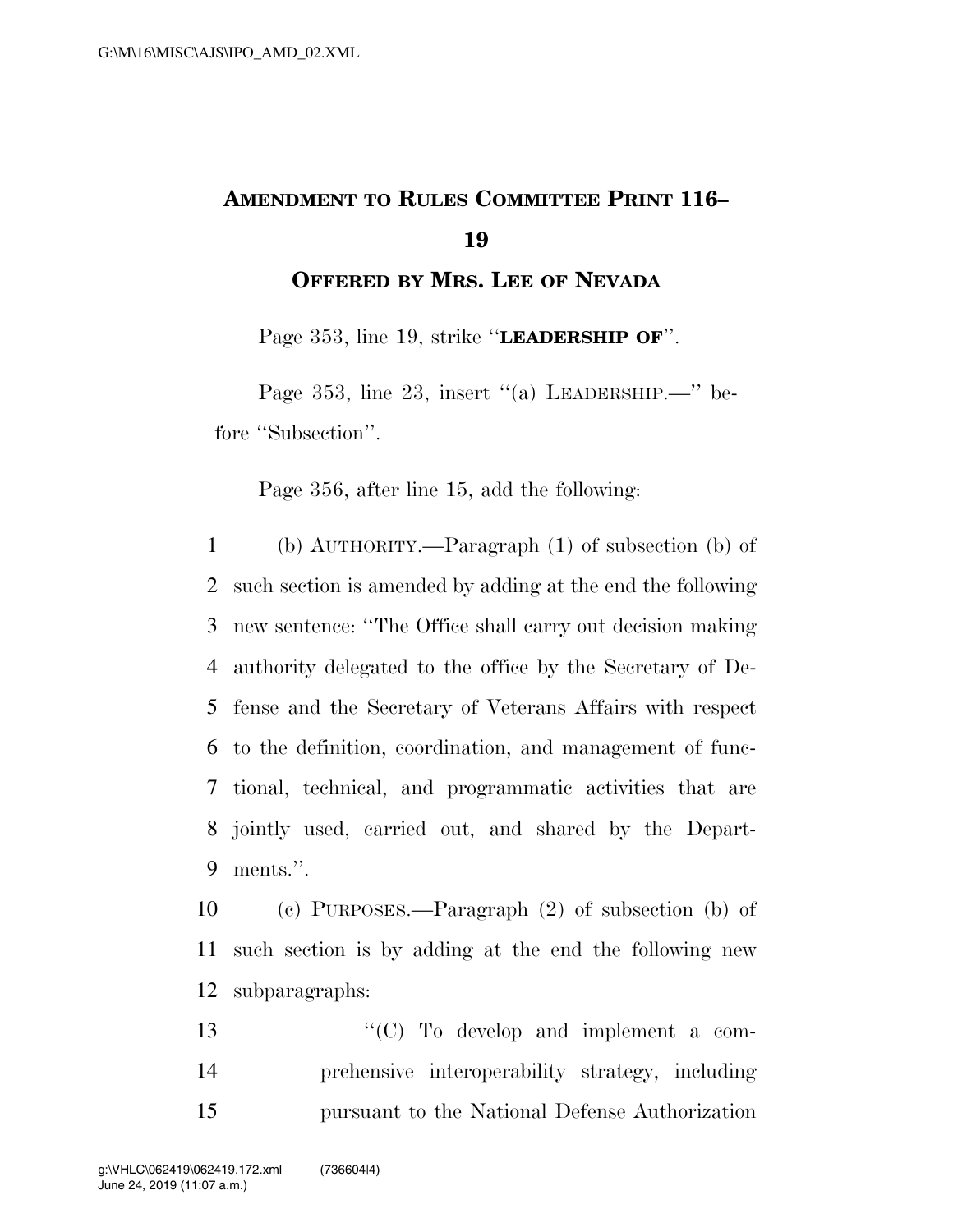# AMENDMENT TO RULES COMMITTEE PRINT 116–19

## OFFERED BY MRS. LEE OF NEVADA

Page 353, line 19, strike "**LEADERSHIP OF**".

Page 353, line 23, insert "(a) LEADERSHIP.—" before "Subsection".

Page 356, after line 15, add the following:

1 (b) AUTHORITY.—Paragraph (1) of subsection (b) of
2 such section is amended by adding at the end the following
3 new sentence: "The Office shall carry out decision making
4 authority delegated to the office by the Secretary of De-
5 fense and the Secretary of Veterans Affairs with respect
6 to the definition, coordination, and management of func-
7 tional, technical, and programmatic activities that are
8 jointly used, carried out, and shared by the Depart-
9 ments.".

10 (c) PURPOSES.—Paragraph (2) of subsection (b) of
11 such section is by adding at the end the following new
12 subparagraphs:

13 "(C) To develop and implement a com-
14 prehensive interoperability strategy, including
15 pursuant to the National Defense Authorization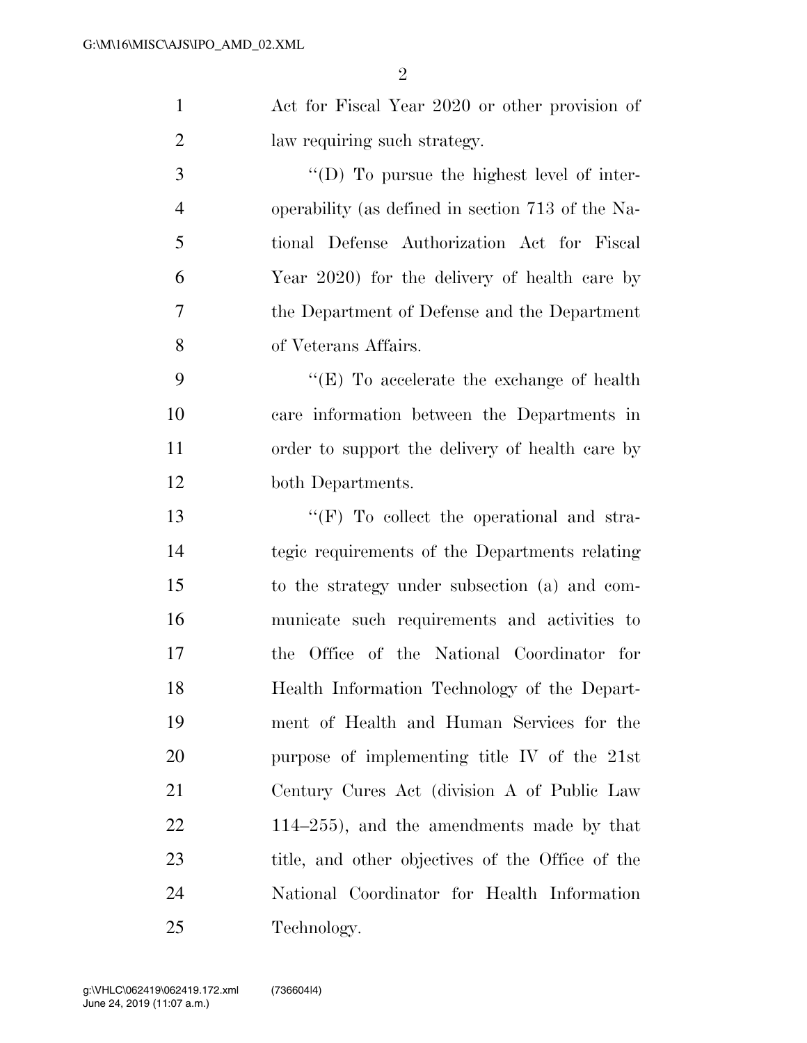Act for Fiscal Year 2020 or other provision of law requiring such strategy.

''(D) To pursue the highest level of interoperability (as defined in section 713 of the National Defense Authorization Act for Fiscal Year 2020) for the delivery of health care by the Department of Defense and the Department of Veterans Affairs.

''(E) To accelerate the exchange of health care information between the Departments in order to support the delivery of health care by both Departments.

''(F) To collect the operational and strategic requirements of the Departments relating to the strategy under subsection (a) and communicate such requirements and activities to the Office of the National Coordinator for Health Information Technology of the Department of Health and Human Services for the purpose of implementing title IV of the 21st Century Cures Act (division A of Public Law 114–255), and the amendments made by that title, and other objectives of the Office of the National Coordinator for Health Information Technology.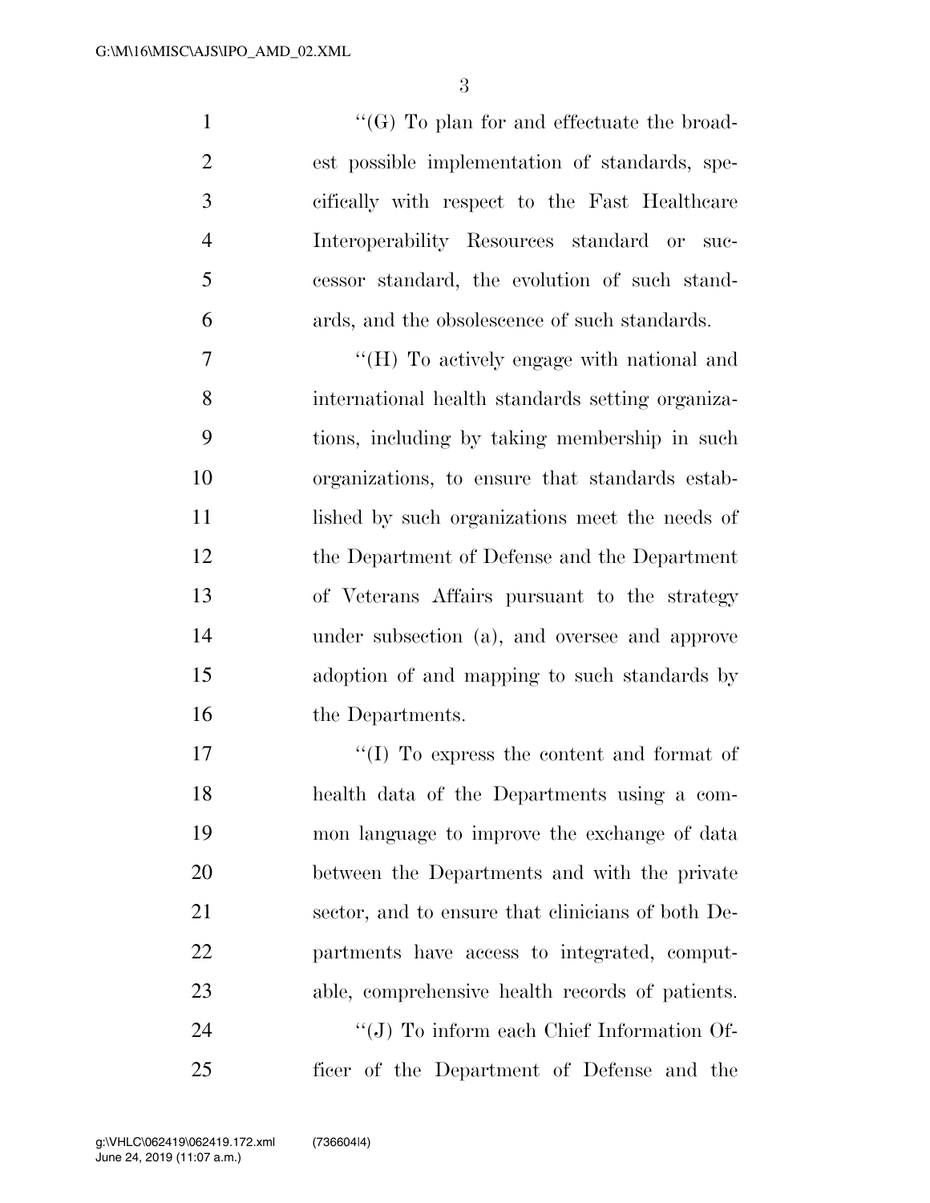"(G) To plan for and effectuate the broadest possible implementation of standards, specifically with respect to the Fast Healthcare Interoperability Resources standard or successor standard, the evolution of such standards, and the obsolescence of such standards.

"(H) To actively engage with national and international health standards setting organizations, including by taking membership in such organizations, to ensure that standards established by such organizations meet the needs of the Department of Defense and the Department of Veterans Affairs pursuant to the strategy under subsection (a), and oversee and approve adoption of and mapping to such standards by the Departments.

"(I) To express the content and format of health data of the Departments using a common language to improve the exchange of data between the Departments and with the private sector, and to ensure that clinicians of both Departments have access to integrated, computable, comprehensive health records of patients.

"(J) To inform each Chief Information Officer of the Department of Defense and the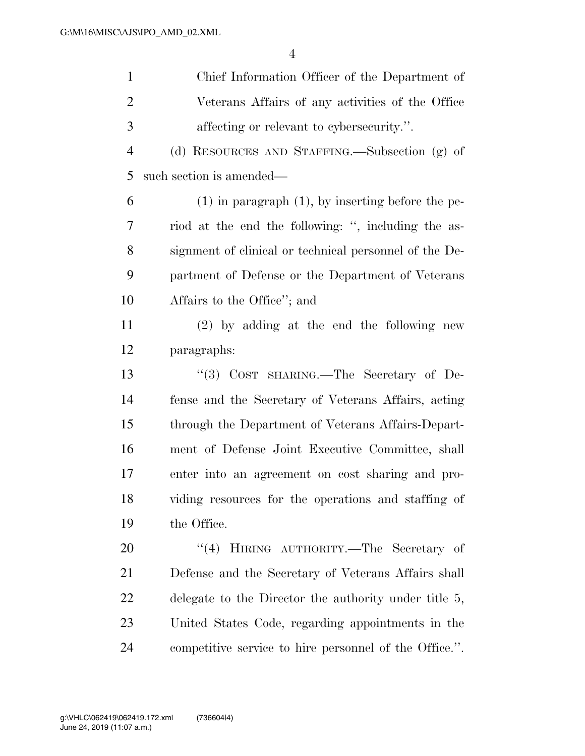Chief Information Officer of the Department of Veterans Affairs of any activities of the Office affecting or relevant to cybersecurity.''.

(d) RESOURCES AND STAFFING.—Subsection (g) of such section is amended—

(1) in paragraph (1), by inserting before the period at the end the following: '', including the assignment of clinical or technical personnel of the Department of Defense or the Department of Veterans Affairs to the Office''; and

(2) by adding at the end the following new paragraphs:

''(3) COST SHARING.—The Secretary of Defense and the Secretary of Veterans Affairs, acting through the Department of Veterans Affairs-Department of Defense Joint Executive Committee, shall enter into an agreement on cost sharing and providing resources for the operations and staffing of the Office.

''(4) HIRING AUTHORITY.—The Secretary of Defense and the Secretary of Veterans Affairs shall delegate to the Director the authority under title 5, United States Code, regarding appointments in the competitive service to hire personnel of the Office.''.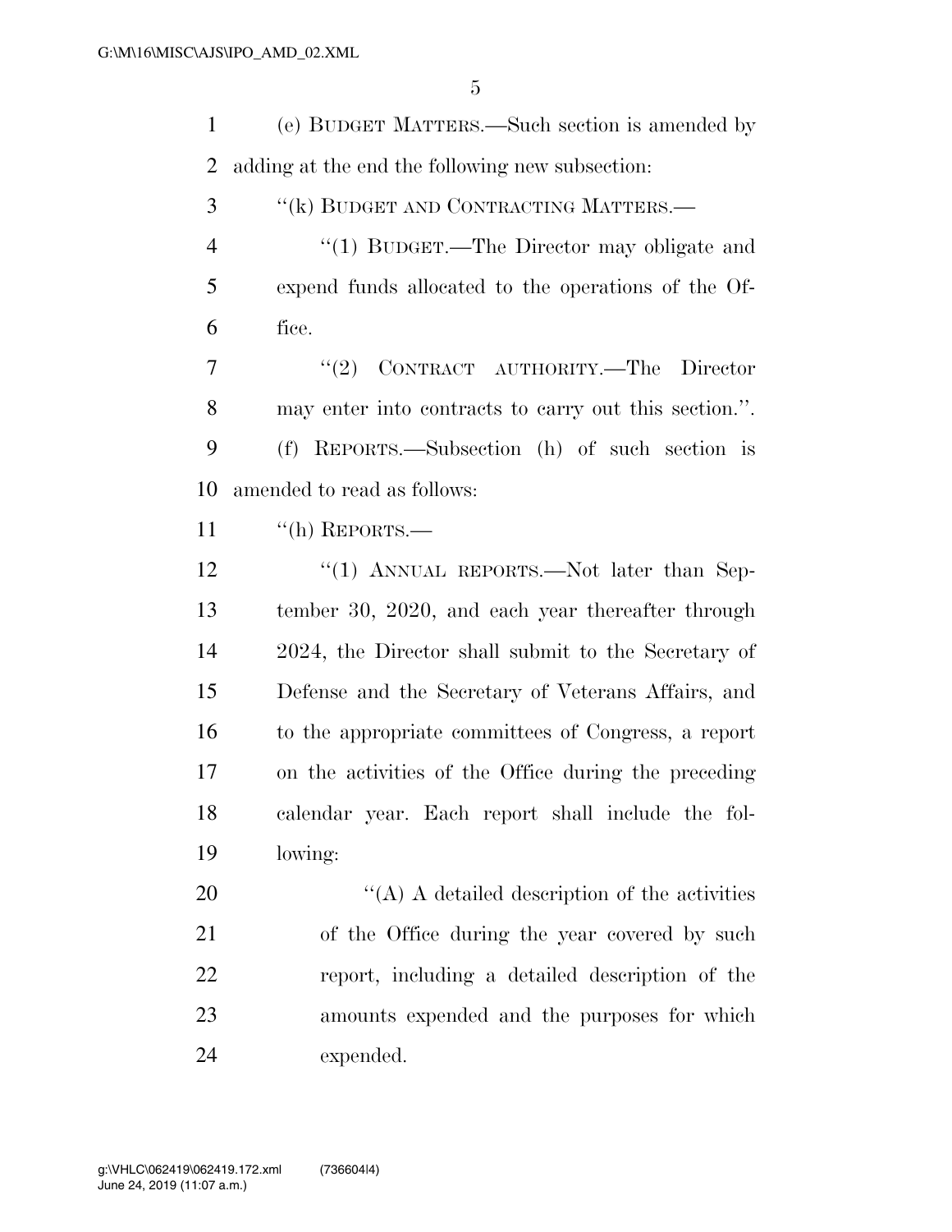(e) BUDGET MATTERS.—Such section is amended by adding at the end the following new subsection:

"(k) BUDGET AND CONTRACTING MATTERS.—

"(1) BUDGET.—The Director may obligate and expend funds allocated to the operations of the Office.

"(2) CONTRACT AUTHORITY.—The Director may enter into contracts to carry out this section.".

(f) REPORTS.—Subsection (h) of such section is amended to read as follows:

"(h) REPORTS.—

"(1) ANNUAL REPORTS.—Not later than September 30, 2020, and each year thereafter through 2024, the Director shall submit to the Secretary of Defense and the Secretary of Veterans Affairs, and to the appropriate committees of Congress, a report on the activities of the Office during the preceding calendar year. Each report shall include the following:

"(A) A detailed description of the activities of the Office during the year covered by such report, including a detailed description of the amounts expended and the purposes for which expended.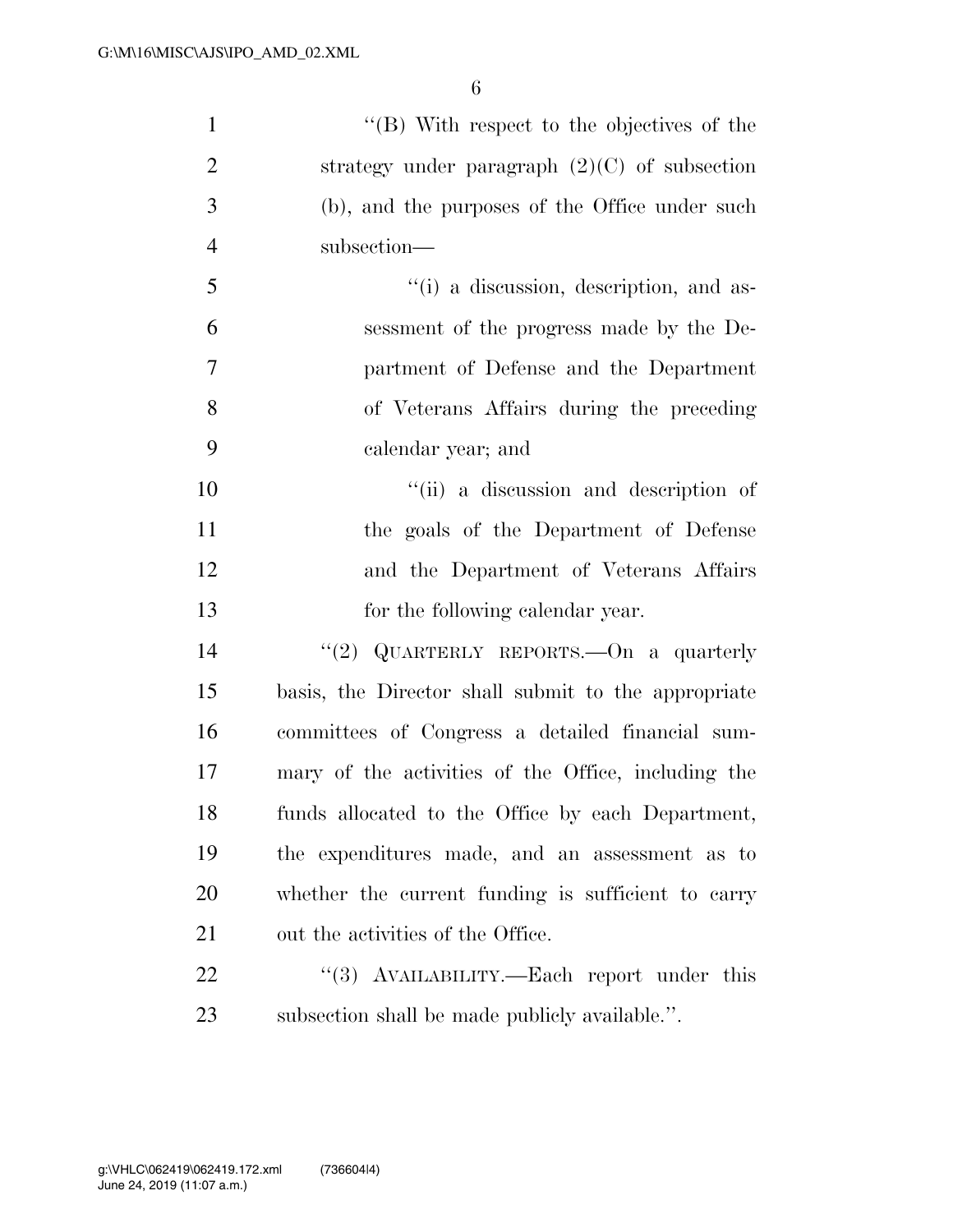"(B) With respect to the objectives of the strategy under paragraph (2)(C) of subsection (b), and the purposes of the Office under such subsection—

"(i) a discussion, description, and assessment of the progress made by the Department of Defense and the Department of Veterans Affairs during the preceding calendar year; and

"(ii) a discussion and description of the goals of the Department of Defense and the Department of Veterans Affairs for the following calendar year.

"(2) QUARTERLY REPORTS.—On a quarterly basis, the Director shall submit to the appropriate committees of Congress a detailed financial summary of the activities of the Office, including the funds allocated to the Office by each Department, the expenditures made, and an assessment as to whether the current funding is sufficient to carry out the activities of the Office.

"(3) AVAILABILITY.—Each report under this subsection shall be made publicly available.".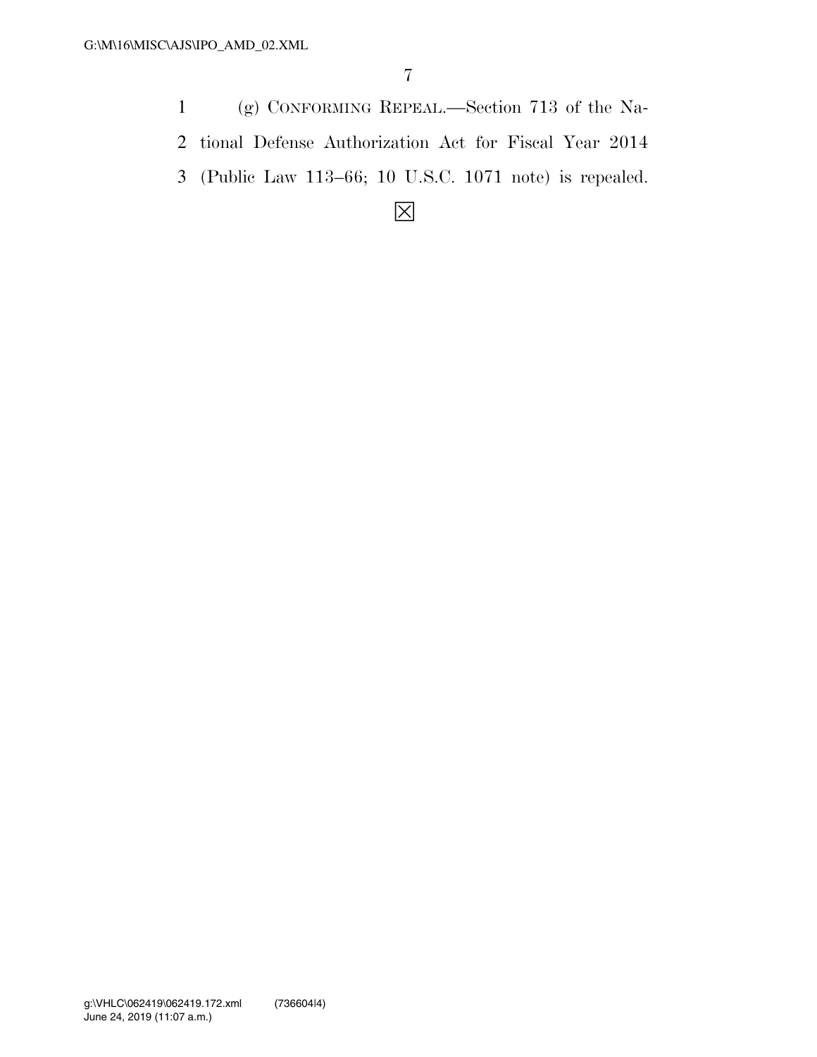(g) CONFORMING REPEAL.—Section 713 of the National Defense Authorization Act for Fiscal Year 2014 (Public Law 113–66; 10 U.S.C. 1071 note) is repealed.